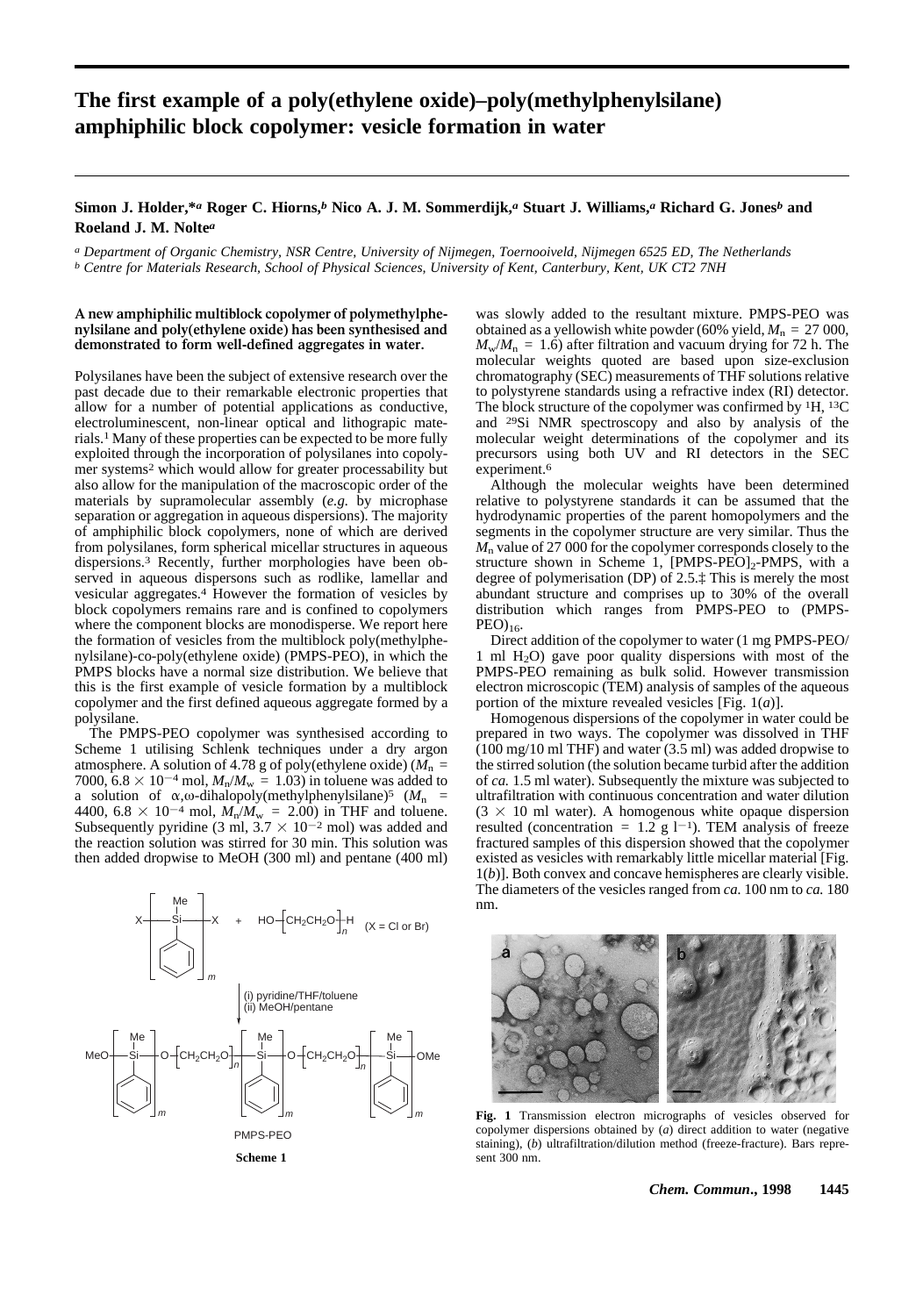# The first example of a poly(ethylene oxide)–poly(methylphenylsilane) amphiphilic block copolymer: vesicle formation in water

**Simon J. Holder,\*[a] Roger C. Hiorns,[b] Nico A. J. M. Sommerdijk,[a] Stuart J. Williams,[a] Richard G. Jones[b] and Roeland J. M. Nolte[a]**

[a] *Department of Organic Chemistry, NSR Centre, University of Nijmegen, Toernooiveld, Nijmegen 6525 ED, The Netherlands*
[b] *Centre for Materials Research, School of Physical Sciences, University of Kent, Canterbury, Kent, UK CT2 7NH*

**A new amphiphilic multiblock copolymer of polymethylphenylsilane and poly(ethylene oxide) has been synthesised and demonstrated to form well-defined aggregates in water.**

Polysilanes have been the subject of extensive research over the past decade due to their remarkable electronic properties that allow for a number of potential applications as conductive, electroluminescent, non-linear optical and lithograpic materials.[1] Many of these properties can be expected to be more fully exploited through the incorporation of polysilanes into copolymer systems[2] which would allow for greater processability but also allow for the manipulation of the macroscopic order of the materials by supramolecular assembly (*e.g.* by microphase separation or aggregation in aqueous dispersions). The majority of amphiphilic block copolymers, none of which are derived from polysilanes, form spherical micellar structures in aqueous dispersions.[3] Recently, further morphologies have been observed in aqueous dispersons such as rodlike, lamellar and vesicular aggregates.[4] However the formation of vesicles by block copolymers remains rare and is confined to copolymers where the component blocks are monodisperse. We report here the formation of vesicles from the multiblock poly(methylphenylsilane)-co-poly(ethylene oxide) (PMPS-PEO), in which the PMPS blocks have a normal size distribution. We believe that this is the first example of vesicle formation by a multiblock copolymer and the first defined aqueous aggregate formed by a polysilane.

The PMPS-PEO copolymer was synthesised according to Scheme 1 utilising Schlenk techniques under a dry argon atmosphere. A solution of 4.78 g of poly(ethylene oxide) ($M_n$ = 7000, 6.8 × $10^{-4}$ mol, $M_n/M_w$ = 1.03) in toluene was added to a solution of α,ω-dihalopoly(methylphenylsilane)[5] ($M_n$ = 4400, 6.8 × $10^{-4}$ mol, $M_n/M_w$ = 2.00) in THF and toluene. Subsequently pyridine (3 ml, 3.7 × $10^{-2}$ mol) was added and the reaction solution was stirred for 30 min. This solution was then added dropwise to MeOH (300 ml) and pentane (400 ml)

**Scheme 1**

was slowly added to the resultant mixture. PMPS-PEO was obtained as a yellowish white powder (60% yield, $M_n$ = 27 000, $M_w/M_n$ = 1.6) after filtration and vacuum drying for 72 h. The molecular weights quoted are based upon size-exclusion chromatography (SEC) measurements of THF solutions relative to polystyrene standards using a refractive index (RI) detector. The block structure of the copolymer was confirmed by $^1$H, $^{13}$C and $^{29}$Si NMR spectroscopy and also by analysis of the molecular weight determinations of the copolymer and its precursors using both UV and RI detectors in the SEC experiment.[6]

Although the molecular weights have been determined relative to polystyrene standards it can be assumed that the hydrodynamic properties of the parent homopolymers and the segments in the copolymer structure are very similar. Thus the $M_n$ value of 27 000 for the copolymer corresponds closely to the structure shown in Scheme 1, $[PMPS\text{-}PEO]_2$-PMPS, with a degree of polymerisation (DP) of 2.5.‡ This is merely the most abundant structure and comprises up to 30% of the overall distribution which ranges from PMPS-PEO to $(PMPS\text{-}PEO)_{16}$.

Direct addition of the copolymer to water (1 mg PMPS-PEO/1 ml $H_2O$) gave poor quality dispersions with most of the PMPS-PEO remaining as bulk solid. However transmission electron microscopic (TEM) analysis of samples of the aqueous portion of the mixture revealed vesicles [Fig. 1(*a*)].

Homogenous dispersions of the copolymer in water could be prepared in two ways. The copolymer was dissolved in THF (100 mg/10 ml THF) and water (3.5 ml) was added dropwise to the stirred solution (the solution became turbid after the addition of *ca.* 1.5 ml water). Subsequently the mixture was subjected to ultrafiltration with continuous concentration and water dilution (3 × 10 ml water). A homogenous white opaque dispersion resulted (concentration = 1.2 g $l^{-1}$). TEM analysis of freeze fractured samples of this dispersion showed that the copolymer existed as vesicles with remarkably little micellar material [Fig. 1(*b*)]. Both convex and concave hemispheres are clearly visible. The diameters of the vesicles ranged from *ca.* 100 nm to *ca.* 180 nm.

**Fig. 1** Transmission electron micrographs of vesicles observed for copolymer dispersions obtained by (*a*) direct addition to water (negative staining), (*b*) ultrafiltration/dilution method (freeze-fracture). Bars represent 300 nm.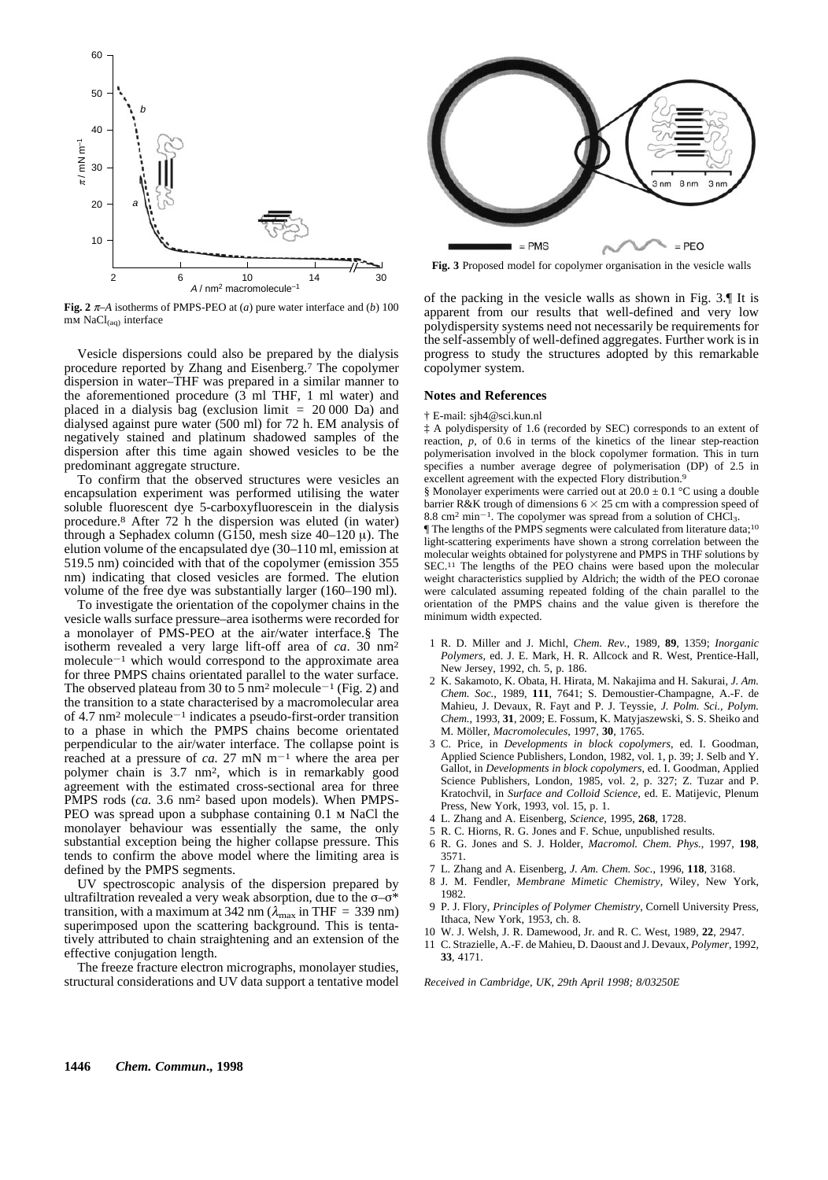60

50

40

30

20

10

b

a

$\pi$ / mN m$^{-1}$

2 6 10 14 30

$A$ / nm$^2$ macromolecule$^{-1}$

**Fig. 2** $\pi$–$A$ isotherms of PMPS-PEO at (*a*) pure water interface and (*b*) 100 mM $NaCl_{(aq)}$ interface

Vesicle dispersions could also be prepared by the dialysis procedure reported by Zhang and Eisenberg.[7] The copolymer dispersion in water–THF was prepared in a similar manner to the aforementioned procedure (3 ml THF, 1 ml water) and placed in a dialysis bag (exclusion limit = 20 000 Da) and dialysed against pure water (500 ml) for 72 h. EM analysis of negatively stained and platinum shadowed samples of the dispersion after this time again showed vesicles to be the predominant aggregate structure.

To confirm that the observed structures were vesicles an encapsulation experiment was performed utilising the water soluble fluorescent dye 5-carboxyfluorescein in the dialysis procedure.[8] After 72 h the dispersion was eluted (in water) through a Sephadex column (G150, mesh size 40–120 μ). The elution volume of the encapsulated dye (30–110 ml, emission at 519.5 nm) coincided with that of the copolymer (emission 355 nm) indicating that closed vesicles are formed. The elution volume of the free dye was substantially larger (160–190 ml).

To investigate the orientation of the copolymer chains in the vesicle walls surface pressure–area isotherms were recorded for a monolayer of PMS-PEO at the air/water interface.§ The isotherm revealed a very large lift-off area of *ca*. 30 nm$^2$ molecule$^{-1}$ which would correspond to the approximate area for three PMPS chains orientated parallel to the water surface. The observed plateau from 30 to 5 nm$^2$ molecule$^{-1}$ (Fig. 2) and the transition to a state characterised by a macromolecular area of 4.7 nm$^2$ molecule$^{-1}$ indicates a pseudo-first-order transition to a phase in which the PMPS chains become orientated perpendicular to the air/water interface. The collapse point is reached at a pressure of *ca.* 27 mN m$^{-1}$ where the area per polymer chain is 3.7 nm$^2$, which is in remarkably good agreement with the estimated cross-sectional area for three PMPS rods (*ca.* 3.6 nm$^2$ based upon models). When PMPS-PEO was spread upon a subphase containing 0.1 M NaCl the monolayer behaviour was essentially the same, the only substantial exception being the higher collapse pressure. This tends to confirm the above model where the limiting area is defined by the PMPS segments.

UV spectroscopic analysis of the dispersion prepared by ultrafiltration revealed a very weak absorption, due to the σ–σ* transition, with a maximum at 342 nm ($\lambda_{max}$ in THF = 339 nm) superimposed upon the scattering background. This is tentatively attributed to chain straightening and an extension of the effective conjugation length.

The freeze fracture electron micrographs, monolayer studies, structural considerations and UV data support a tentative model of the packing in the vesicle walls as shown in Fig. 3.¶ It is apparent from our results that well-defined and very low polydispersity systems need not necessarily be requirements for the self-assembly of well-defined aggregates. Further work is in progress to study the structures adopted by this remarkable copolymer system.

3 nm 8 nm 3 nm

= PMS = PEO

**Fig. 3** Proposed model for copolymer organisation in the vesicle walls

## Notes and References

† E-mail: sjh4@sci.kun.nl

‡ A polydispersity of 1.6 (recorded by SEC) corresponds to an extent of reaction, *p*, of 0.6 in terms of the kinetics of the linear step-reaction polymerisation involved in the block copolymer formation. This in turn specifies a number average degree of polymerisation (DP) of 2.5 in excellent agreement with the expected Flory distribution.[9]

§ Monolayer experiments were carried out at 20.0 ± 0.1 °C using a double barrier R&K trough of dimensions 6 × 25 cm with a compression speed of 8.8 cm$^2$ min$^{-1}$. The copolymer was spread from a solution of $CHCl_3$.

¶ The lengths of the PMPS segments were calculated from literature data;[10] light-scattering experiments have shown a strong correlation between the molecular weights obtained for polystyrene and PMPS in THF solutions by SEC.[11] The lengths of the PEO chains were based upon the molecular weight characteristics supplied by Aldrich; the width of the PEO coronae were calculated assuming repeated folding of the chain parallel to the orientation of the PMPS chains and the value given is therefore the minimum width expected.

1. R. D. Miller and J. Michl, *Chem. Rev.*, 1989, **89**, 1359; *Inorganic Polymers*, ed. J. E. Mark, H. R. Allcock and R. West, Prentice-Hall, New Jersey, 1992, ch. 5, p. 186.
2. K. Sakamoto, K. Obata, H. Hirata, M. Nakajima and H. Sakurai, *J. Am. Chem. Soc.*, 1989, **111**, 7641; S. Demoustier-Champagne, A.-F. de Mahieu, J. Devaux, R. Fayt and P. J. Teyssie, *J. Polm. Sci., Polym. Chem.*, 1993, **31**, 2009; E. Fossum, K. Matyjaszewski, S. S. Sheiko and M. Möller, *Macromolecules*, 1997, **30**, 1765.
3. C. Price, in *Developments in block copolymers*, ed. I. Goodman, Applied Science Publishers, London, 1982, vol. 1, p. 39; J. Selb and Y. Gallot, in *Developments in block copolymers*, ed. I. Goodman, Applied Science Publishers, London, 1985, vol. 2, p. 327; Z. Tuzar and P. Kratochvil, in *Surface and Colloid Science*, ed. E. Matijevic, Plenum Press, New York, 1993, vol. 15, p. 1.
4. L. Zhang and A. Eisenberg, *Science*, 1995, **268**, 1728.
5. R. C. Hiorns, R. G. Jones and F. Schue, unpublished results.
6. R. G. Jones and S. J. Holder, *Macromol. Chem. Phys.*, 1997, **198**, 3571.
7. L. Zhang and A. Eisenberg, *J. Am. Chem. Soc.*, 1996, **118**, 3168.
8. J. M. Fendler, *Membrane Mimetic Chemistry*, Wiley, New York, 1982.
9. P. J. Flory, *Principles of Polymer Chemistry*, Cornell University Press, Ithaca, New York, 1953, ch. 8.
10. W. J. Welsh, J. R. Damewood, Jr. and R. C. West, 1989, **22**, 2947.
11. C. Strazielle, A.-F. de Mahieu, D. Daoust and J. Devaux, *Polymer*, 1992, **33**, 4171.

*Received in Cambridge, UK, 29th April 1998; 8/03250E*